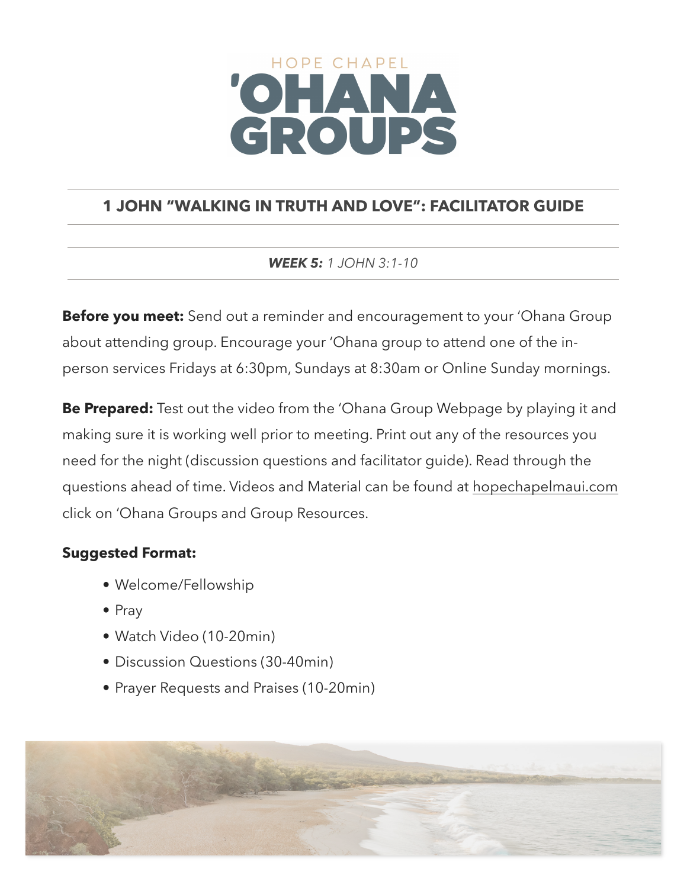HOPE CHAPEL

# 'OHANA GROUPS

## 1 JOHN "WALKING IN TRUTH AND LOVE": FACILITATOR GUIDE

***WEEK 5:*** *1 JOHN 3:1-10*

**Before you meet:** Send out a reminder and encouragement to your 'Ohana Group about attending group. Encourage your 'Ohana group to attend one of the in-person services Fridays at 6:30pm, Sundays at 8:30am or Online Sunday mornings.

**Be Prepared:** Test out the video from the 'Ohana Group Webpage by playing it and making sure it is working well prior to meeting. Print out any of the resources you need for the night (discussion questions and facilitator guide). Read through the questions ahead of time. Videos and Material can be found at hopechapelmaui.com click on 'Ohana Groups and Group Resources.

**Suggested Format:**

- Welcome/Fellowship
- Pray
- Watch Video (10-20min)
- Discussion Questions (30-40min)
- Prayer Requests and Praises (10-20min)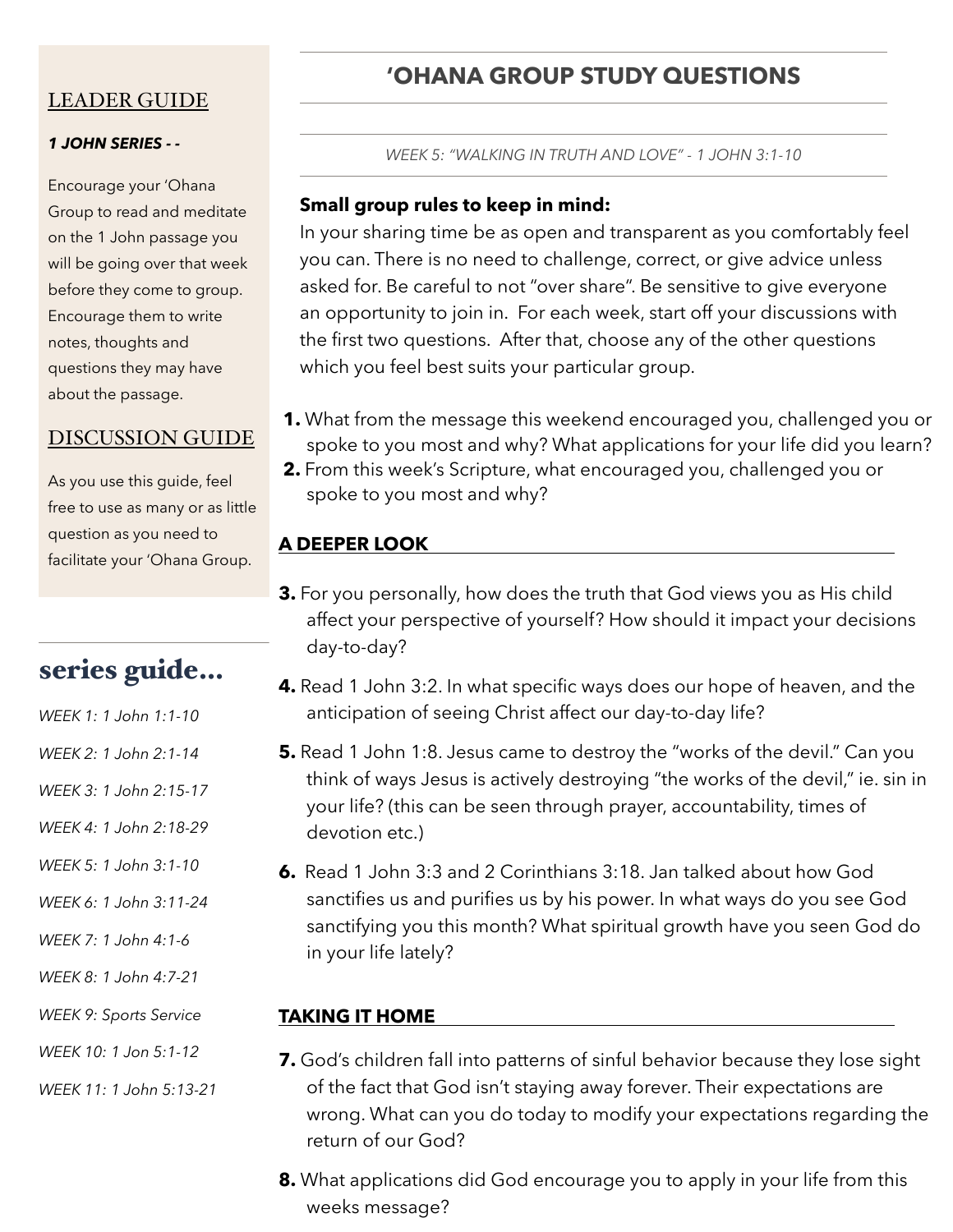## LEADER GUIDE

***1 JOHN SERIES - -***

Encourage your 'Ohana Group to read and meditate on the 1 John passage you will be going over that week before they come to group. Encourage them to write notes, thoughts and questions they may have about the passage.

## DISCUSSION GUIDE

As you use this guide, feel free to use as many or as little question as you need to facilitate your 'Ohana Group.

## series guide...

*WEEK 1: 1 John 1:1-10*

*WEEK 2: 1 John 2:1-14*

*WEEK 3: 1 John 2:15-17*

*WEEK 4: 1 John 2:18-29*

*WEEK 5: 1 John 3:1-10*

*WEEK 6: 1 John 3:11-24*

*WEEK 7: 1 John 4:1-6*

*WEEK 8: 1 John 4:7-21*

*WEEK 9: Sports Service*

*WEEK 10: 1 Jon 5:1-12*

*WEEK 11: 1 John 5:13-21*

# 'OHANA GROUP STUDY QUESTIONS

*WEEK 5: "WALKING IN TRUTH AND LOVE" - 1 JOHN 3:1-10*

**Small group rules to keep in mind:**
In your sharing time be as open and transparent as you comfortably feel you can. There is no need to challenge, correct, or give advice unless asked for. Be careful to not "over share". Be sensitive to give everyone an opportunity to join in. For each week, start off your discussions with the first two questions. After that, choose any of the other questions which you feel best suits your particular group.

**1.** What from the message this weekend encouraged you, challenged you or spoke to you most and why? What applications for your life did you learn?

**2.** From this week's Scripture, what encouraged you, challenged you or spoke to you most and why?

### A DEEPER LOOK

**3.** For you personally, how does the truth that God views you as His child affect your perspective of yourself? How should it impact your decisions day-to-day?

**4.** Read 1 John 3:2. In what specific ways does our hope of heaven, and the anticipation of seeing Christ affect our day-to-day life?

**5.** Read 1 John 1:8. Jesus came to destroy the "works of the devil." Can you think of ways Jesus is actively destroying "the works of the devil," ie. sin in your life? (this can be seen through prayer, accountability, times of devotion etc.)

**6.** Read 1 John 3:3 and 2 Corinthians 3:18. Jan talked about how God sanctifies us and purifies us by his power. In what ways do you see God sanctifying you this month? What spiritual growth have you seen God do in your life lately?

### TAKING IT HOME

**7.** God's children fall into patterns of sinful behavior because they lose sight of the fact that God isn't staying away forever. Their expectations are wrong. What can you do today to modify your expectations regarding the return of our God?

**8.** What applications did God encourage you to apply in your life from this weeks message?